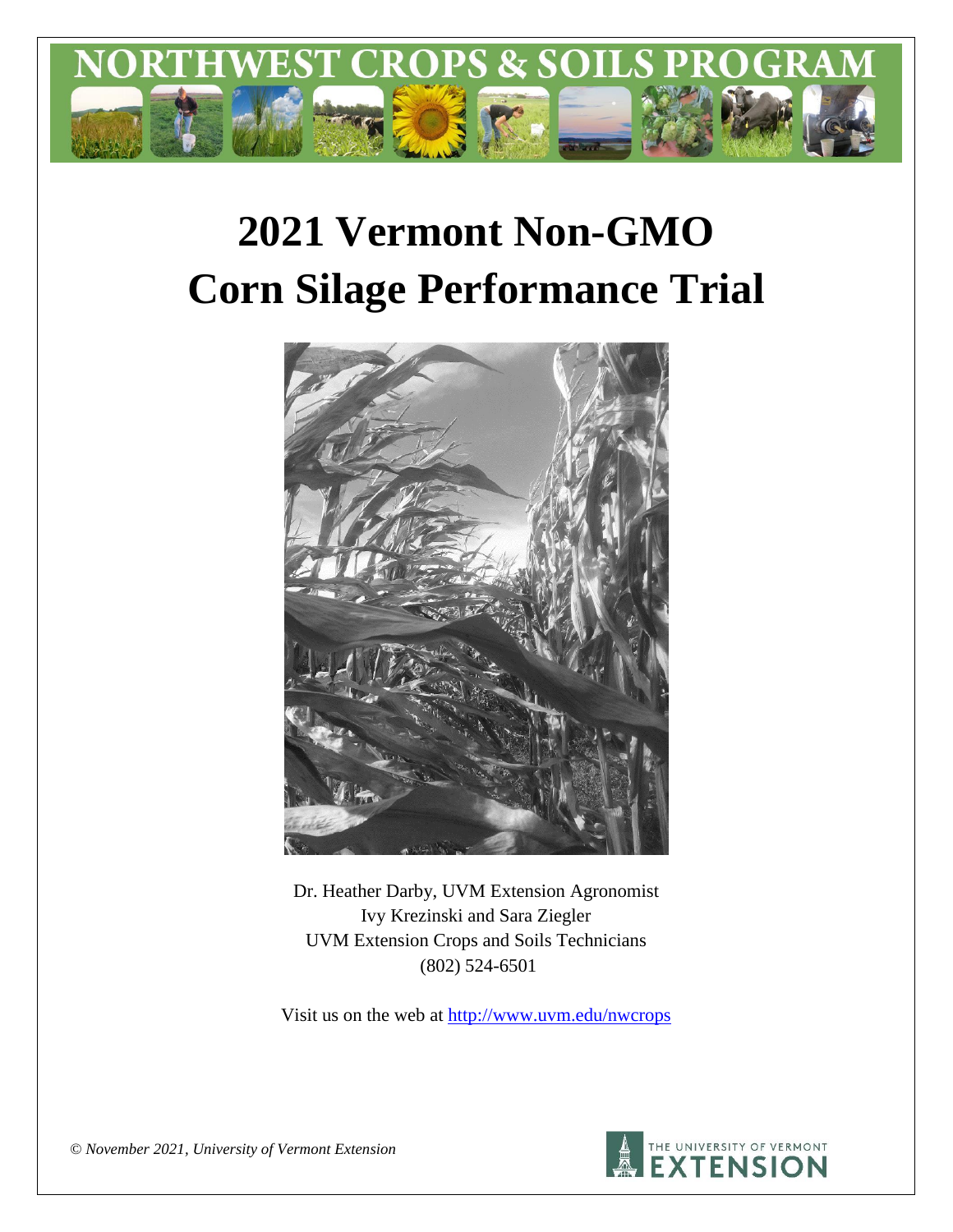NORTHWEST CROPS & SOILS PROGRAM

# 2021 Vermont Non-GMO Corn Silage Performance Trial

Dr. Heather Darby, UVM Extension Agronomist
Ivy Krezinski and Sara Ziegler
UVM Extension Crops and Soils Technicians
(802) 524-6501

Visit us on the web at http://www.uvm.edu/nwcrops

*© November 2021, University of Vermont Extension*

THE UNIVERSITY OF VERMONT EXTENSION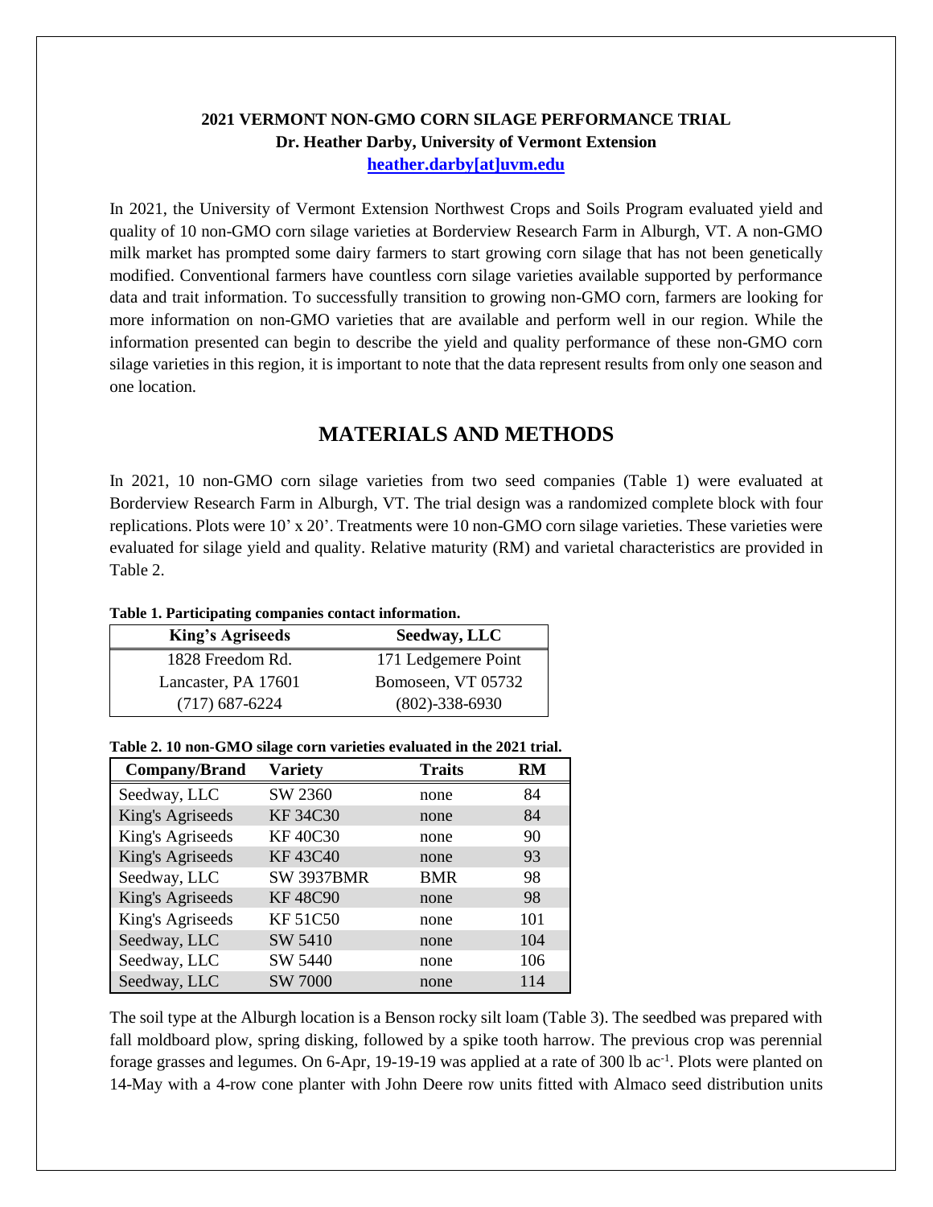**2021 VERMONT NON-GMO CORN SILAGE PERFORMANCE TRIAL**
**Dr. Heather Darby, University of Vermont Extension**
**heather.darby[at]uvm.edu**

In 2021, the University of Vermont Extension Northwest Crops and Soils Program evaluated yield and quality of 10 non-GMO corn silage varieties at Borderview Research Farm in Alburgh, VT. A non-GMO milk market has prompted some dairy farmers to start growing corn silage that has not been genetically modified. Conventional farmers have countless corn silage varieties available supported by performance data and trait information. To successfully transition to growing non-GMO corn, farmers are looking for more information on non-GMO varieties that are available and perform well in our region. While the information presented can begin to describe the yield and quality performance of these non-GMO corn silage varieties in this region, it is important to note that the data represent results from only one season and one location.

## MATERIALS AND METHODS

In 2021, 10 non-GMO corn silage varieties from two seed companies (Table 1) were evaluated at Borderview Research Farm in Alburgh, VT. The trial design was a randomized complete block with four replications. Plots were 10' x 20'. Treatments were 10 non-GMO corn silage varieties. These varieties were evaluated for silage yield and quality. Relative maturity (RM) and varietal characteristics are provided in Table 2.

**Table 1. Participating companies contact information.**

| King's Agriseeds | Seedway, LLC |
|---|---|
| 1828 Freedom Rd. | 171 Ledgemere Point |
| Lancaster, PA 17601 | Bomoseen, VT 05732 |
| (717) 687-6224 | (802)-338-6930 |

**Table 2. 10 non-GMO silage corn varieties evaluated in the 2021 trial.**

| Company/Brand | Variety | Traits | RM |
|---|---|---|---|
| Seedway, LLC | SW 2360 | none | 84 |
| King's Agriseeds | KF 34C30 | none | 84 |
| King's Agriseeds | KF 40C30 | none | 90 |
| King's Agriseeds | KF 43C40 | none | 93 |
| Seedway, LLC | SW 3937BMR | BMR | 98 |
| King's Agriseeds | KF 48C90 | none | 98 |
| King's Agriseeds | KF 51C50 | none | 101 |
| Seedway, LLC | SW 5410 | none | 104 |
| Seedway, LLC | SW 5440 | none | 106 |
| Seedway, LLC | SW 7000 | none | 114 |

The soil type at the Alburgh location is a Benson rocky silt loam (Table 3). The seedbed was prepared with fall moldboard plow, spring disking, followed by a spike tooth harrow. The previous crop was perennial forage grasses and legumes. On 6-Apr, 19-19-19 was applied at a rate of 300 lb ac$^{-1}$. Plots were planted on 14-May with a 4-row cone planter with John Deere row units fitted with Almaco seed distribution units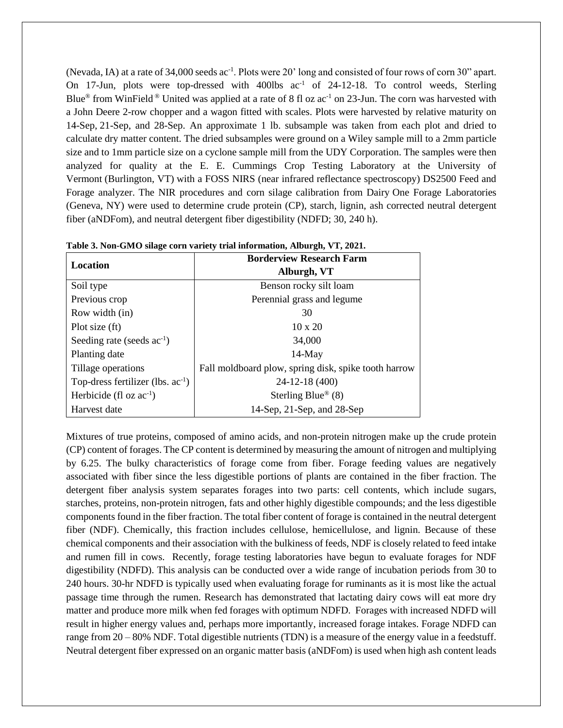(Nevada, IA) at a rate of 34,000 seeds ac$^{-1}$. Plots were 20' long and consisted of four rows of corn 30" apart. On 17-Jun, plots were top-dressed with 400lbs ac$^{-1}$ of 24-12-18. To control weeds, Sterling Blue® from WinField® United was applied at a rate of 8 fl oz ac$^{-1}$ on 23-Jun. The corn was harvested with a John Deere 2-row chopper and a wagon fitted with scales. Plots were harvested by relative maturity on 14-Sep, 21-Sep, and 28-Sep. An approximate 1 lb. subsample was taken from each plot and dried to calculate dry matter content. The dried subsamples were ground on a Wiley sample mill to a 2mm particle size and to 1mm particle size on a cyclone sample mill from the UDY Corporation. The samples were then analyzed for quality at the E. E. Cummings Crop Testing Laboratory at the University of Vermont (Burlington, VT) with a FOSS NIRS (near infrared reflectance spectroscopy) DS2500 Feed and Forage analyzer. The NIR procedures and corn silage calibration from Dairy One Forage Laboratories (Geneva, NY) were used to determine crude protein (CP), starch, lignin, ash corrected neutral detergent fiber (aNDFom), and neutral detergent fiber digestibility (NDFD; 30, 240 h).

**Table 3. Non-GMO silage corn variety trial information, Alburgh, VT, 2021.**

| Location | Borderview Research Farm Alburgh, VT |
|---|---|
| Soil type | Benson rocky silt loam |
| Previous crop | Perennial grass and legume |
| Row width (in) | 30 |
| Plot size (ft) | 10 x 20 |
| Seeding rate (seeds ac$^{-1}$) | 34,000 |
| Planting date | 14-May |
| Tillage operations | Fall moldboard plow, spring disk, spike tooth harrow |
| Top-dress fertilizer (lbs. ac$^{-1}$) | 24-12-18 (400) |
| Herbicide (fl oz ac$^{-1}$) | Sterling Blue® (8) |
| Harvest date | 14-Sep, 21-Sep, and 28-Sep |

Mixtures of true proteins, composed of amino acids, and non-protein nitrogen make up the crude protein (CP) content of forages. The CP content is determined by measuring the amount of nitrogen and multiplying by 6.25. The bulky characteristics of forage come from fiber. Forage feeding values are negatively associated with fiber since the less digestible portions of plants are contained in the fiber fraction. The detergent fiber analysis system separates forages into two parts: cell contents, which include sugars, starches, proteins, non-protein nitrogen, fats and other highly digestible compounds; and the less digestible components found in the fiber fraction. The total fiber content of forage is contained in the neutral detergent fiber (NDF). Chemically, this fraction includes cellulose, hemicellulose, and lignin. Because of these chemical components and their association with the bulkiness of feeds, NDF is closely related to feed intake and rumen fill in cows. Recently, forage testing laboratories have begun to evaluate forages for NDF digestibility (NDFD). This analysis can be conducted over a wide range of incubation periods from 30 to 240 hours. 30-hr NDFD is typically used when evaluating forage for ruminants as it is most like the actual passage time through the rumen. Research has demonstrated that lactating dairy cows will eat more dry matter and produce more milk when fed forages with optimum NDFD. Forages with increased NDFD will result in higher energy values and, perhaps more importantly, increased forage intakes. Forage NDFD can range from 20 – 80% NDF. Total digestible nutrients (TDN) is a measure of the energy value in a feedstuff. Neutral detergent fiber expressed on an organic matter basis (aNDFom) is used when high ash content leads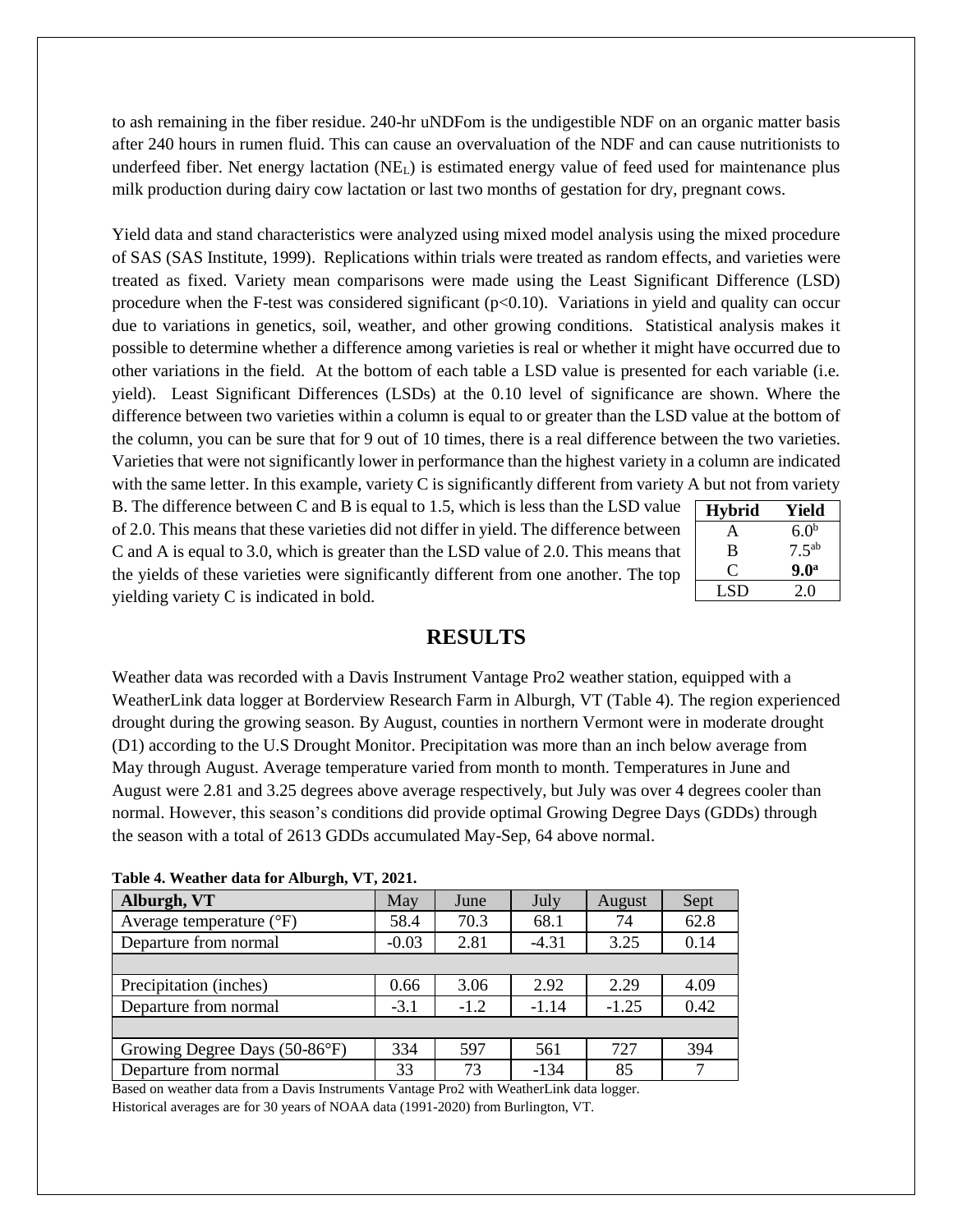to ash remaining in the fiber residue. 240-hr uNDFom is the undigestible NDF on an organic matter basis after 240 hours in rumen fluid. This can cause an overvaluation of the NDF and can cause nutritionists to underfeed fiber. Net energy lactation ($NE_L$) is estimated energy value of feed used for maintenance plus milk production during dairy cow lactation or last two months of gestation for dry, pregnant cows.

Yield data and stand characteristics were analyzed using mixed model analysis using the mixed procedure of SAS (SAS Institute, 1999). Replications within trials were treated as random effects, and varieties were treated as fixed. Variety mean comparisons were made using the Least Significant Difference (LSD) procedure when the F-test was considered significant ($p<0.10$). Variations in yield and quality can occur due to variations in genetics, soil, weather, and other growing conditions. Statistical analysis makes it possible to determine whether a difference among varieties is real or whether it might have occurred due to other variations in the field. At the bottom of each table a LSD value is presented for each variable (i.e. yield). Least Significant Differences (LSDs) at the 0.10 level of significance are shown. Where the difference between two varieties within a column is equal to or greater than the LSD value at the bottom of the column, you can be sure that for 9 out of 10 times, there is a real difference between the two varieties. Varieties that were not significantly lower in performance than the highest variety in a column are indicated with the same letter. In this example, variety C is significantly different from variety A but not from variety B. The difference between C and B is equal to 1.5, which is less than the LSD value of 2.0. This means that these varieties did not differ in yield. The difference between C and A is equal to 3.0, which is greater than the LSD value of 2.0. This means that the yields of these varieties were significantly different from one another. The top yielding variety C is indicated in bold.

| Hybrid | Yield |
|---|---|
| A | 6.0[b] |
| B | 7.5[ab] |
| C | **9.0[a]** |
| LSD | 2.0 |

# RESULTS

Weather data was recorded with a Davis Instrument Vantage Pro2 weather station, equipped with a WeatherLink data logger at Borderview Research Farm in Alburgh, VT (Table 4). The region experienced drought during the growing season. By August, counties in northern Vermont were in moderate drought (D1) according to the U.S Drought Monitor. Precipitation was more than an inch below average from May through August. Average temperature varied from month to month. Temperatures in June and August were 2.81 and 3.25 degrees above average respectively, but July was over 4 degrees cooler than normal. However, this season's conditions did provide optimal Growing Degree Days (GDDs) through the season with a total of 2613 GDDs accumulated May-Sep, 64 above normal.

**Table 4. Weather data for Alburgh, VT, 2021.**

| Alburgh, VT | May | June | July | August | Sept |
|---|---|---|---|---|---|
| Average temperature (°F) | 58.4 | 70.3 | 68.1 | 74 | 62.8 |
| Departure from normal | -0.03 | 2.81 | -4.31 | 3.25 | 0.14 |
| | | | | | |
| Precipitation (inches) | 0.66 | 3.06 | 2.92 | 2.29 | 4.09 |
| Departure from normal | -3.1 | -1.2 | -1.14 | -1.25 | 0.42 |
| | | | | | |
| Growing Degree Days (50-86°F) | 334 | 597 | 561 | 727 | 394 |
| Departure from normal | 33 | 73 | -134 | 85 | 7 |

Based on weather data from a Davis Instruments Vantage Pro2 with WeatherLink data logger.
Historical averages are for 30 years of NOAA data (1991-2020) from Burlington, VT.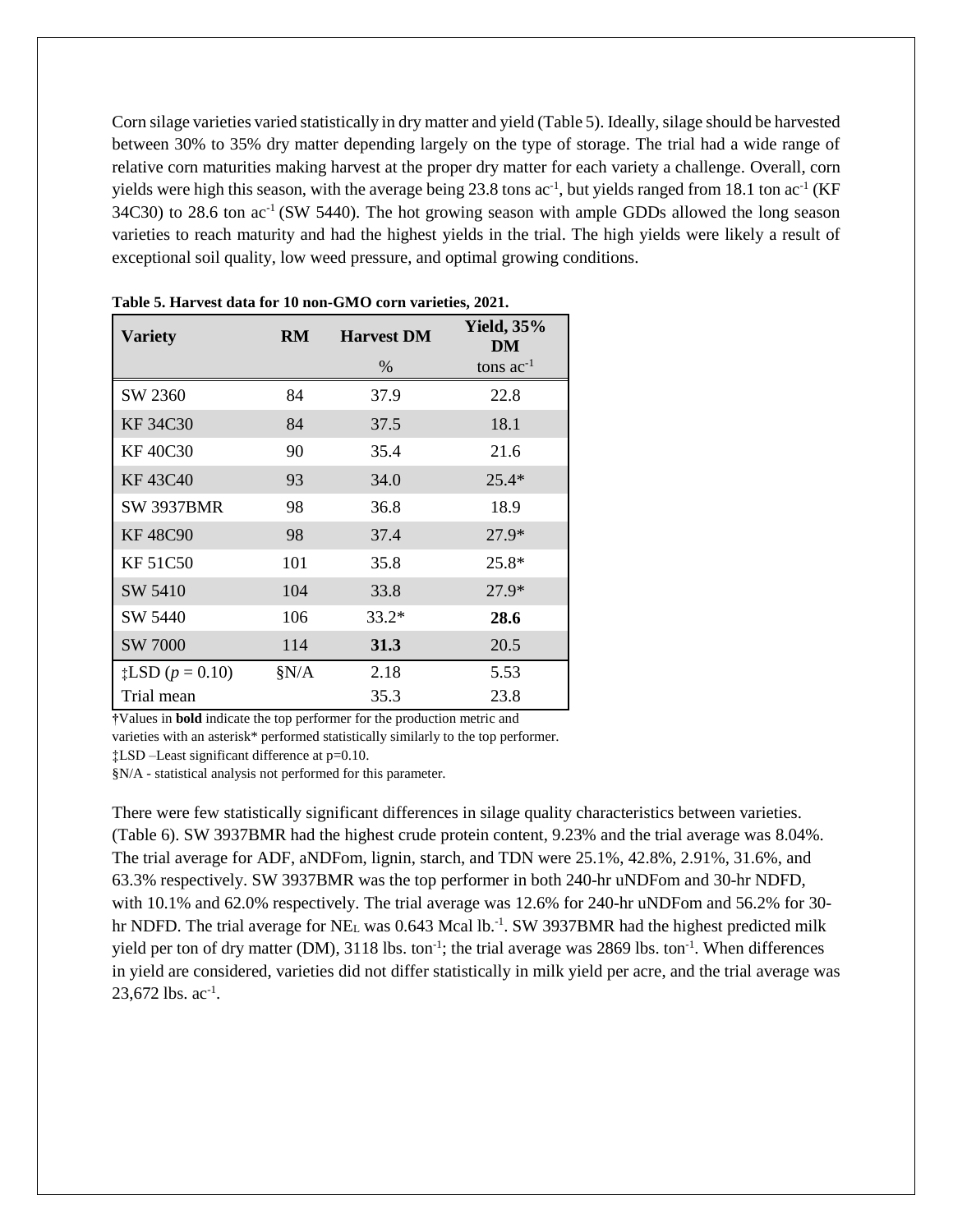Corn silage varieties varied statistically in dry matter and yield (Table 5). Ideally, silage should be harvested between 30% to 35% dry matter depending largely on the type of storage. The trial had a wide range of relative corn maturities making harvest at the proper dry matter for each variety a challenge. Overall, corn yields were high this season, with the average being 23.8 tons $ac^{-1}$, but yields ranged from 18.1 ton $ac^{-1}$ (KF 34C30) to 28.6 ton $ac^{-1}$ (SW 5440). The hot growing season with ample GDDs allowed the long season varieties to reach maturity and had the highest yields in the trial. The high yields were likely a result of exceptional soil quality, low weed pressure, and optimal growing conditions.

**Table 5. Harvest data for 10 non-GMO corn varieties, 2021.**

| Variety | RM | Harvest DM | Yield, 35% DM |
|---|---|---|---|
| | | % | tons $ac^{-1}$ |
| SW 2360 | 84 | 37.9 | 22.8 |
| KF 34C30 | 84 | 37.5 | 18.1 |
| KF 40C30 | 90 | 35.4 | 21.6 |
| KF 43C40 | 93 | 34.0 | 25.4* |
| SW 3937BMR | 98 | 36.8 | 18.9 |
| KF 48C90 | 98 | 37.4 | 27.9* |
| KF 51C50 | 101 | 35.8 | 25.8* |
| SW 5410 | 104 | 33.8 | 27.9* |
| SW 5440 | 106 | 33.2* | **28.6** |
| SW 7000 | 114 | **31.3** | 20.5 |
| ‡LSD ($p$ = 0.10) | §N/A | 2.18 | 5.53 |
| Trial mean | | 35.3 | 23.8 |

†Values in **bold** indicate the top performer for the production metric and varieties with an asterisk* performed statistically similarly to the top performer.
‡LSD –Least significant difference at p=0.10.
§N/A - statistical analysis not performed for this parameter.

There were few statistically significant differences in silage quality characteristics between varieties. (Table 6). SW 3937BMR had the highest crude protein content, 9.23% and the trial average was 8.04%. The trial average for ADF, aNDFom, lignin, starch, and TDN were 25.1%, 42.8%, 2.91%, 31.6%, and 63.3% respectively. SW 3937BMR was the top performer in both 240-hr uNDFom and 30-hr NDFD, with 10.1% and 62.0% respectively. The trial average was 12.6% for 240-hr uNDFom and 56.2% for 30-hr NDFD. The trial average for $NE_L$ was 0.643 Mcal $lb.^{-1}$. SW 3937BMR had the highest predicted milk yield per ton of dry matter (DM), 3118 lbs. $ton^{-1}$; the trial average was 2869 lbs. $ton^{-1}$. When differences in yield are considered, varieties did not differ statistically in milk yield per acre, and the trial average was 23,672 lbs. $ac^{-1}$.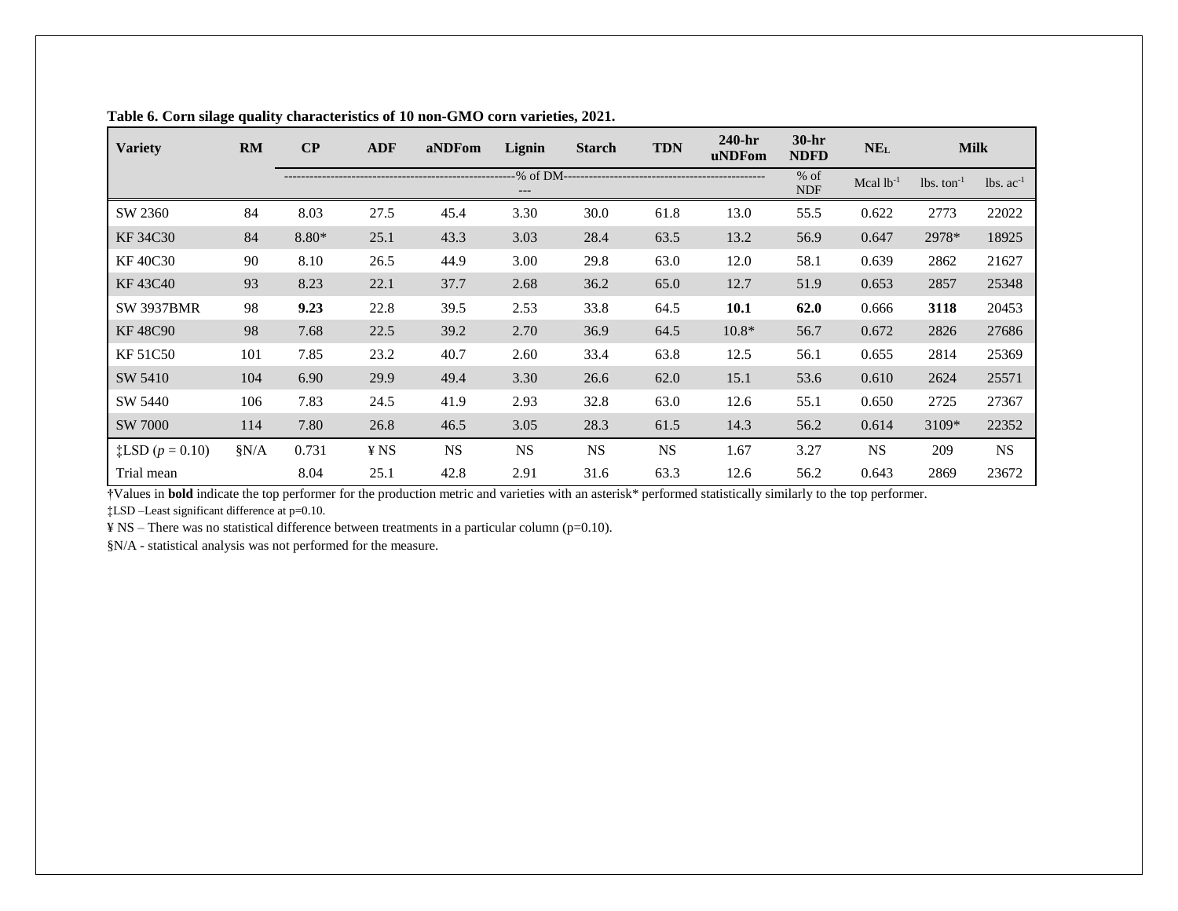**Table 6. Corn silage quality characteristics of 10 non-GMO corn varieties, 2021.**

| Variety | RM | CP | ADF | aNDFom | Lignin | Starch | TDN | 240-hr uNDFom | 30-hr NDFD | $NE_L$ | Milk | |
|---|---|---|---|---|---|---|---|---|---|---|---|---|
| | | ------% of DM------ | | | | | | | % of NDF | Mcal $lb^{-1}$ | lbs. $ton^{-1}$ | lbs. $ac^{-1}$ |
| SW 2360 | 84 | 8.03 | 27.5 | 45.4 | 3.30 | 30.0 | 61.8 | 13.0 | 55.5 | 0.622 | 2773 | 22022 |
| KF 34C30 | 84 | 8.80* | 25.1 | 43.3 | 3.03 | 28.4 | 63.5 | 13.2 | 56.9 | 0.647 | 2978* | 18925 |
| KF 40C30 | 90 | 8.10 | 26.5 | 44.9 | 3.00 | 29.8 | 63.0 | 12.0 | 58.1 | 0.639 | 2862 | 21627 |
| KF 43C40 | 93 | 8.23 | 22.1 | 37.7 | 2.68 | 36.2 | 65.0 | 12.7 | 51.9 | 0.653 | 2857 | 25348 |
| SW 3937BMR | 98 | **9.23** | 22.8 | 39.5 | 2.53 | 33.8 | 64.5 | **10.1** | **62.0** | 0.666 | **3118** | 20453 |
| KF 48C90 | 98 | 7.68 | 22.5 | 39.2 | 2.70 | 36.9 | 64.5 | 10.8* | 56.7 | 0.672 | 2826 | 27686 |
| KF 51C50 | 101 | 7.85 | 23.2 | 40.7 | 2.60 | 33.4 | 63.8 | 12.5 | 56.1 | 0.655 | 2814 | 25369 |
| SW 5410 | 104 | 6.90 | 29.9 | 49.4 | 3.30 | 26.6 | 62.0 | 15.1 | 53.6 | 0.610 | 2624 | 25571 |
| SW 5440 | 106 | 7.83 | 24.5 | 41.9 | 2.93 | 32.8 | 63.0 | 12.6 | 55.1 | 0.650 | 2725 | 27367 |
| SW 7000 | 114 | 7.80 | 26.8 | 46.5 | 3.05 | 28.3 | 61.5 | 14.3 | 56.2 | 0.614 | 3109* | 22352 |
| ‡LSD ($p$ = 0.10) | §N/A | 0.731 | ¥ NS | NS | NS | NS | NS | 1.67 | 3.27 | NS | 209 | NS |
| Trial mean | | 8.04 | 25.1 | 42.8 | 2.91 | 31.6 | 63.3 | 12.6 | 56.2 | 0.643 | 2869 | 23672 |

†Values in **bold** indicate the top performer for the production metric and varieties with an asterisk* performed statistically similarly to the top performer.

‡LSD –Least significant difference at p=0.10.

¥ NS – There was no statistical difference between treatments in a particular column (p=0.10).

§N/A - statistical analysis was not performed for the measure.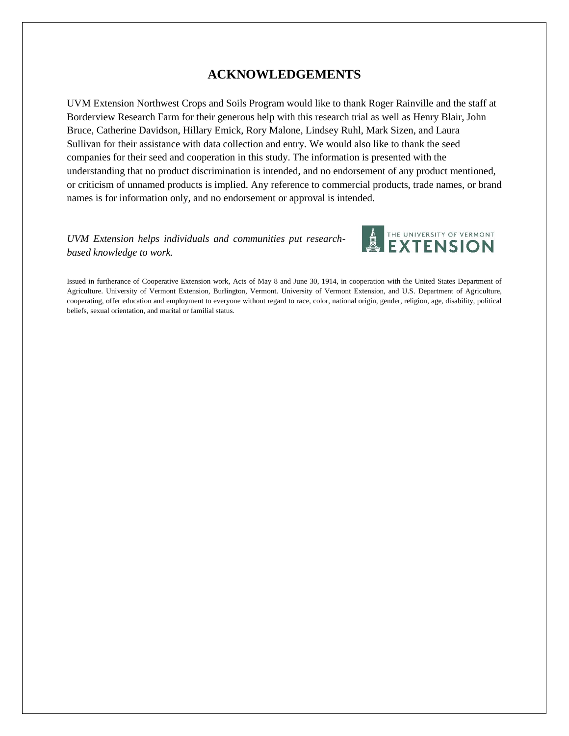# ACKNOWLEDGEMENTS

UVM Extension Northwest Crops and Soils Program would like to thank Roger Rainville and the staff at Borderview Research Farm for their generous help with this research trial as well as Henry Blair, John Bruce, Catherine Davidson, Hillary Emick, Rory Malone, Lindsey Ruhl, Mark Sizen, and Laura Sullivan for their assistance with data collection and entry. We would also like to thank the seed companies for their seed and cooperation in this study. The information is presented with the understanding that no product discrimination is intended, and no endorsement of any product mentioned, or criticism of unnamed products is implied. Any reference to commercial products, trade names, or brand names is for information only, and no endorsement or approval is intended.

*UVM Extension helps individuals and communities put research-based knowledge to work.*

THE UNIVERSITY OF VERMONT EXTENSION

Issued in furtherance of Cooperative Extension work, Acts of May 8 and June 30, 1914, in cooperation with the United States Department of Agriculture. University of Vermont Extension, Burlington, Vermont. University of Vermont Extension, and U.S. Department of Agriculture, cooperating, offer education and employment to everyone without regard to race, color, national origin, gender, religion, age, disability, political beliefs, sexual orientation, and marital or familial status.